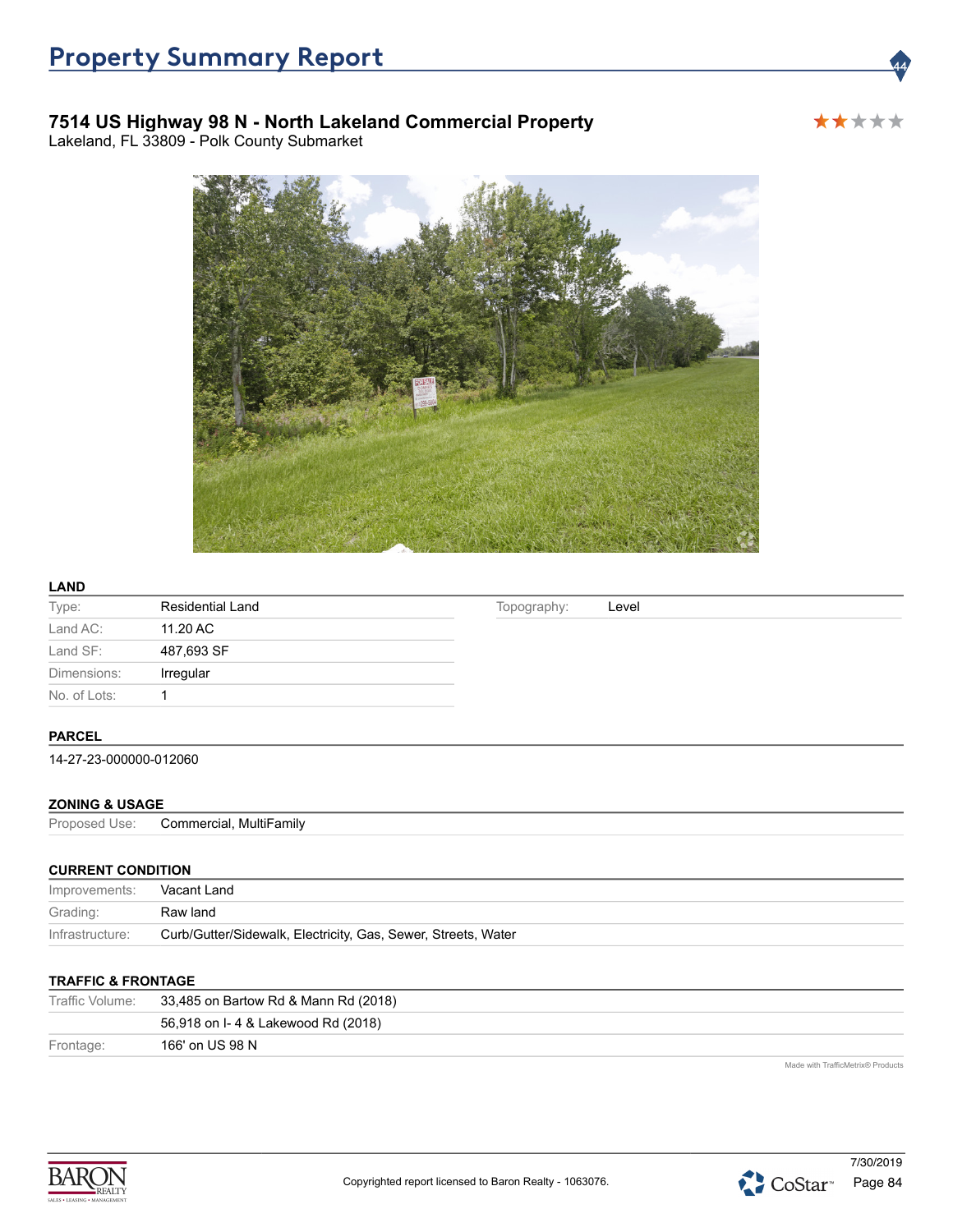# Property Summary Report

## 7514 US Highway 98 N - North Lakeland Commercial Property

Lakeland, FL 33809 - Polk County Submarket

### LAND

| | | | |
|---|---|---|---|
| Type: | Residential Land | Topography: | Level |
| Land AC: | 11.20 AC | | |
| Land SF: | 487,693 SF | | |
| Dimensions: | Irregular | | |
| No. of Lots: | 1 | | |

### PARCEL

14-27-23-000000-012060

### ZONING & USAGE

| | |
|---|---|
| Proposed Use: | Commercial, MultiFamily |

### CURRENT CONDITION

| | |
|---|---|
| Improvements: | Vacant Land |
| Grading: | Raw land |
| Infrastructure: | Curb/Gutter/Sidewalk, Electricity, Gas, Sewer, Streets, Water |

### TRAFFIC & FRONTAGE

| | |
|---|---|
| Traffic Volume: | 33,485 on Bartow Rd & Mann Rd (2018) |
| | 56,918 on I- 4 & Lakewood Rd (2018) |
| Frontage: | 166' on US 98 N |

Made with TrafficMetrix® Products

Copyrighted report licensed to Baron Realty - 1063076.

7/30/2019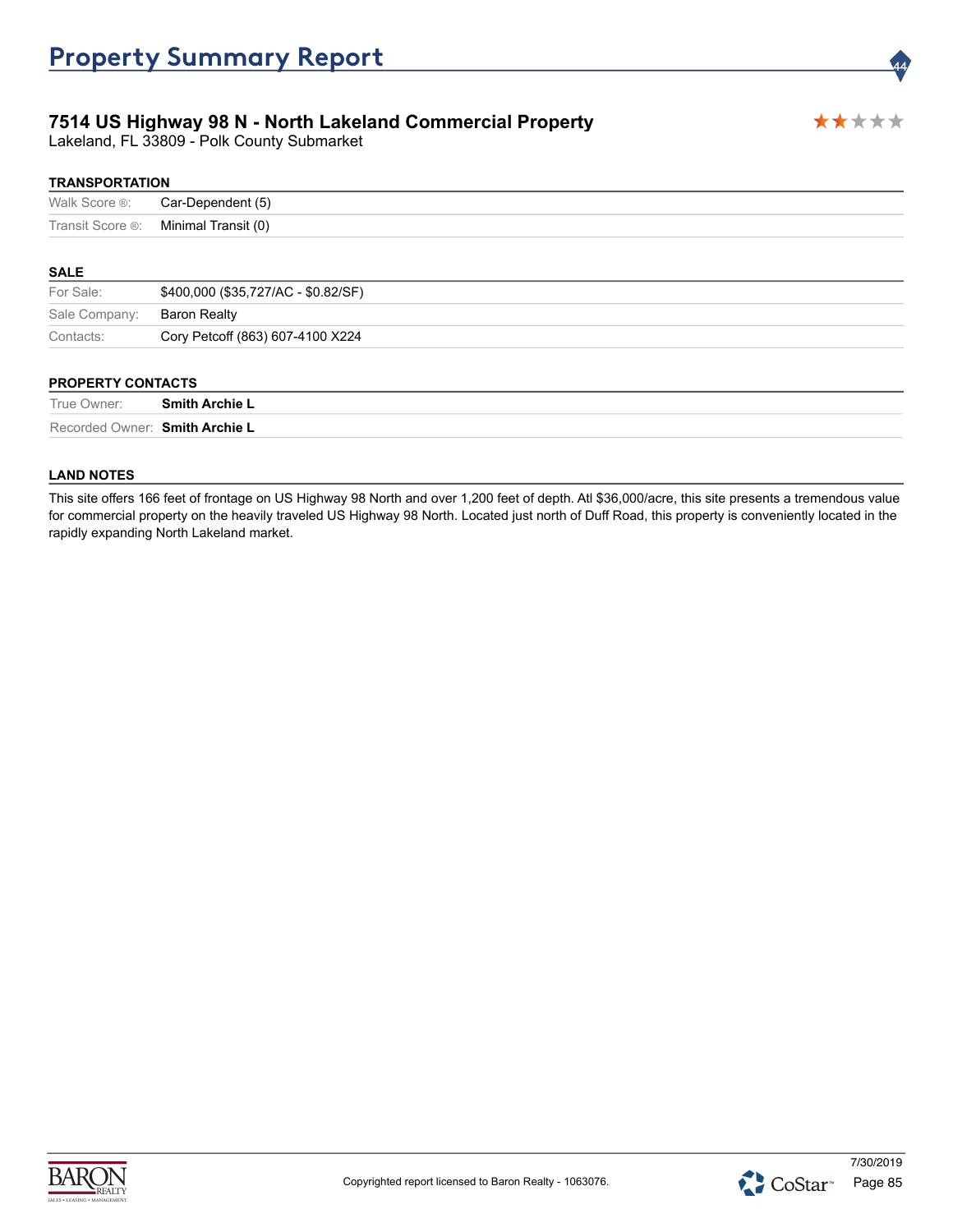# Property Summary Report

## 7514 US Highway 98 N - North Lakeland Commercial Property

Lakeland, FL 33809 - Polk County Submarket

### TRANSPORTATION

| | |
|---|---|
| Walk Score ®: | Car-Dependent (5) |
| Transit Score ®: | Minimal Transit (0) |

### SALE

| | |
|---|---|
| For Sale: | $400,000 ($35,727/AC - $0.82/SF) |
| Sale Company: | Baron Realty |
| Contacts: | Cory Petcoff (863) 607-4100 X224 |

### PROPERTY CONTACTS

| | |
|---|---|
| True Owner: | **Smith Archie L** |
| Recorded Owner: | **Smith Archie L** |

### LAND NOTES

This site offers 166 feet of frontage on US Highway 98 North and over 1,200 feet of depth. Atl $36,000/acre, this site presents a tremendous value for commercial property on the heavily traveled US Highway 98 North. Located just north of Duff Road, this property is conveniently located in the rapidly expanding North Lakeland market.